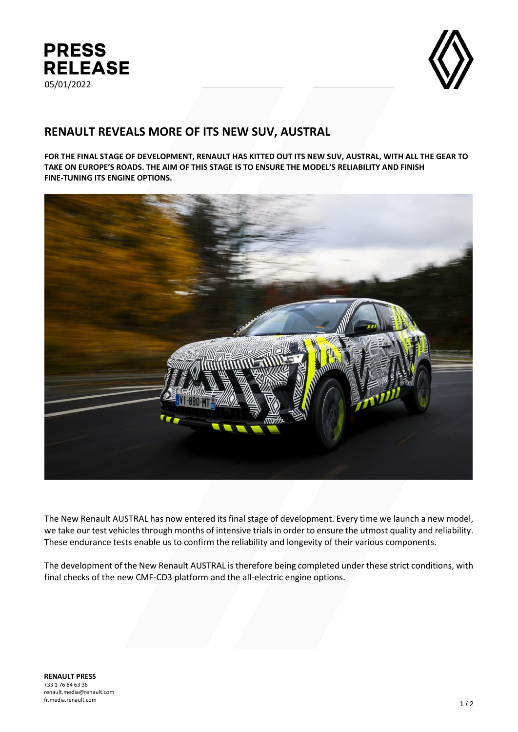**PRESS RELEASE**

05/01/2022

# RENAULT REVEALS MORE OF ITS NEW SUV, AUSTRAL

**FOR THE FINAL STAGE OF DEVELOPMENT, RENAULT HAS KITTED OUT ITS NEW SUV, AUSTRAL, WITH ALL THE GEAR TO TAKE ON EUROPE'S ROADS. THE AIM OF THIS STAGE IS TO ENSURE THE MODEL'S RELIABILITY AND FINISH FINE-TUNING ITS ENGINE OPTIONS.**

The New Renault AUSTRAL has now entered its final stage of development. Every time we launch a new model, we take our test vehicles through months of intensive trials in order to ensure the utmost quality and reliability. These endurance tests enable us to confirm the reliability and longevity of their various components.

The development of the New Renault AUSTRAL is therefore being completed under these strict conditions, with final checks of the new CMF-CD3 platform and the all-electric engine options.

**RENAULT PRESS**
+33 1 76 84 63 36
renault.media@renault.com
fr.media.renault.com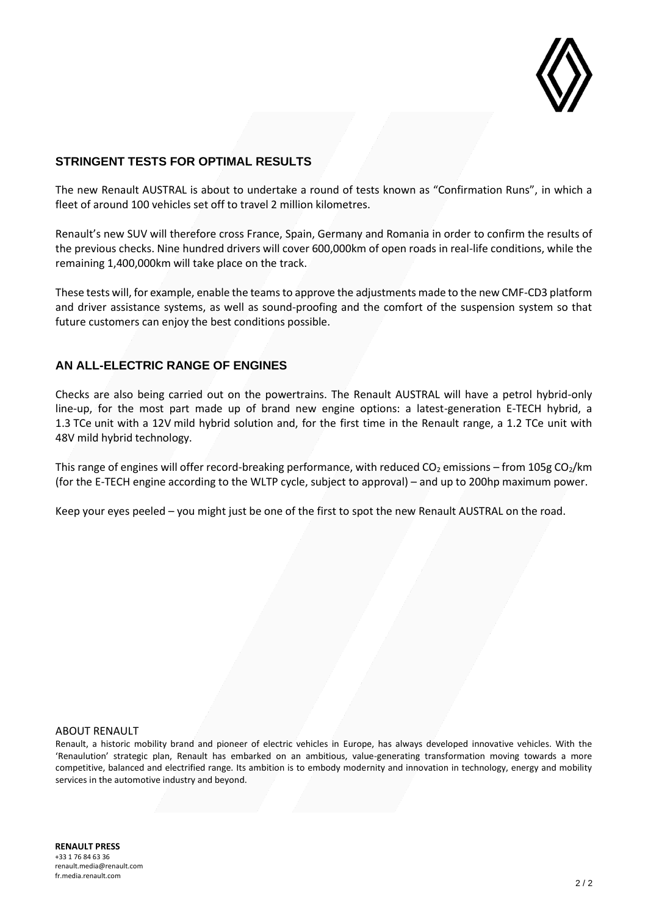## STRINGENT TESTS FOR OPTIMAL RESULTS

The new Renault AUSTRAL is about to undertake a round of tests known as "Confirmation Runs", in which a fleet of around 100 vehicles set off to travel 2 million kilometres.

Renault's new SUV will therefore cross France, Spain, Germany and Romania in order to confirm the results of the previous checks. Nine hundred drivers will cover 600,000km of open roads in real-life conditions, while the remaining 1,400,000km will take place on the track.

These tests will, for example, enable the teams to approve the adjustments made to the new CMF-CD3 platform and driver assistance systems, as well as sound-proofing and the comfort of the suspension system so that future customers can enjoy the best conditions possible.

## AN ALL-ELECTRIC RANGE OF ENGINES

Checks are also being carried out on the powertrains. The Renault AUSTRAL will have a petrol hybrid-only line-up, for the most part made up of brand new engine options: a latest-generation E-TECH hybrid, a 1.3 TCe unit with a 12V mild hybrid solution and, for the first time in the Renault range, a 1.2 TCe unit with 48V mild hybrid technology.

This range of engines will offer record-breaking performance, with reduced $CO_2$ emissions – from 105g $CO_2$/km (for the E-TECH engine according to the WLTP cycle, subject to approval) – and up to 200hp maximum power.

Keep your eyes peeled – you might just be one of the first to spot the new Renault AUSTRAL on the road.

ABOUT RENAULT

Renault, a historic mobility brand and pioneer of electric vehicles in Europe, has always developed innovative vehicles. With the 'Renaulution' strategic plan, Renault has embarked on an ambitious, value-generating transformation moving towards a more competitive, balanced and electrified range. Its ambition is to embody modernity and innovation in technology, energy and mobility services in the automotive industry and beyond.

**RENAULT PRESS**
+33 1 76 84 63 36
renault.media@renault.com
fr.media.renault.com